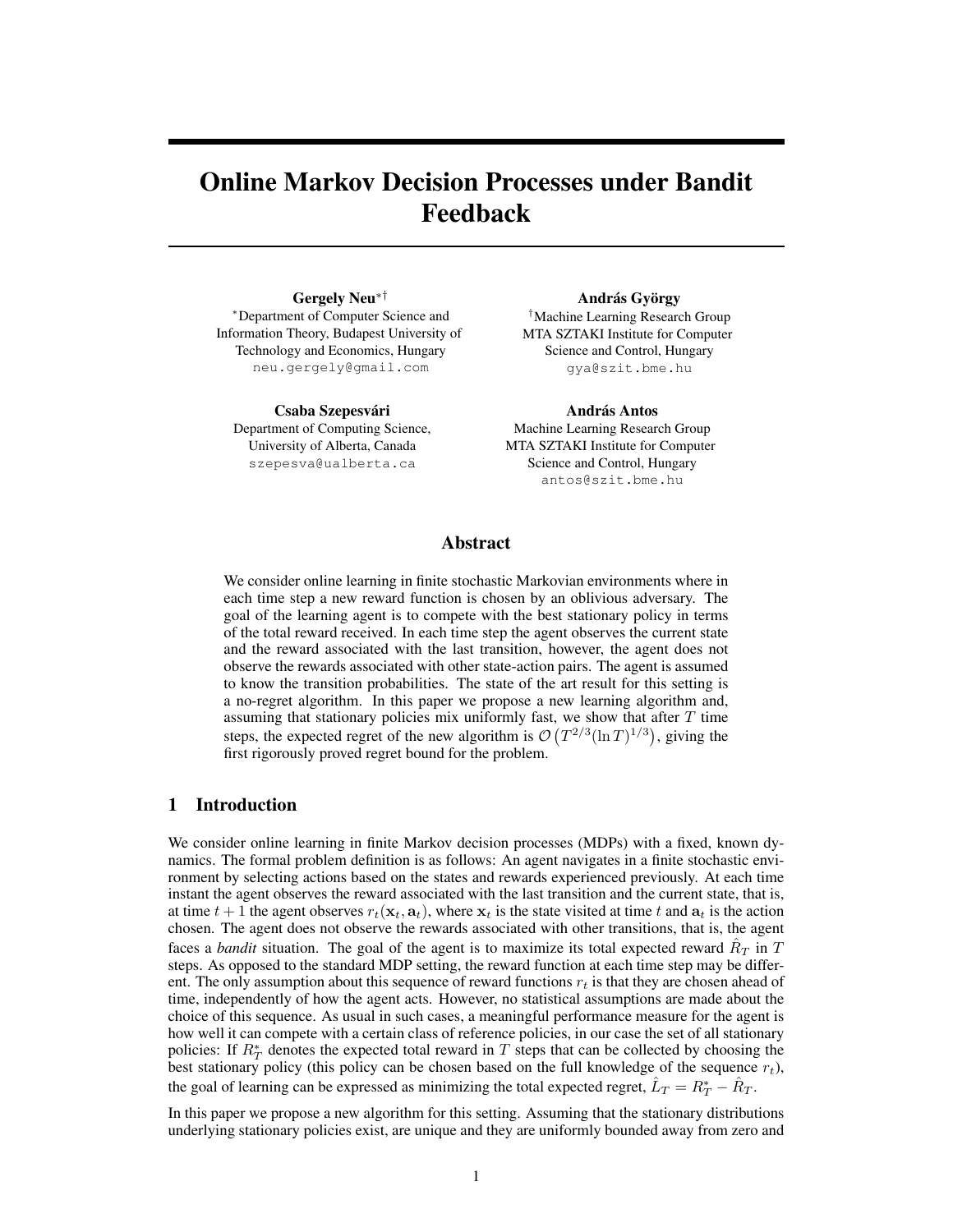# Online Markov Decision Processes under Bandit Feedback

**Gergely Neu**[*†]
[*]Department of Computer Science and Information Theory, Budapest University of Technology and Economics, Hungary
neu.gergely@gmail.com

**András György**
[†]Machine Learning Research Group
MTA SZTAKI Institute for Computer Science and Control, Hungary
gya@szit.bme.hu

**Csaba Szepesvári**
Department of Computing Science, University of Alberta, Canada
szepesva@ualberta.ca

**András Antos**
Machine Learning Research Group
MTA SZTAKI Institute for Computer Science and Control, Hungary
antos@szit.bme.hu

## Abstract

We consider online learning in finite stochastic Markovian environments where in each time step a new reward function is chosen by an oblivious adversary. The goal of the learning agent is to compete with the best stationary policy in terms of the total reward received. In each time step the agent observes the current state and the reward associated with the last transition, however, the agent does not observe the rewards associated with other state-action pairs. The agent is assumed to know the transition probabilities. The state of the art result for this setting is a no-regret algorithm. In this paper we propose a new learning algorithm and, assuming that stationary policies mix uniformly fast, we show that after $T$ time steps, the expected regret of the new algorithm is $\mathcal{O}\left(T^{2/3}(\ln T)^{1/3}\right)$, giving the first rigorously proved regret bound for the problem.

## 1 Introduction

We consider online learning in finite Markov decision processes (MDPs) with a fixed, known dynamics. The formal problem definition is as follows: An agent navigates in a finite stochastic environment by selecting actions based on the states and rewards experienced previously. At each time instant the agent observes the reward associated with the last transition and the current state, that is, at time $t+1$ the agent observes $r_t(\mathbf{x}_t, \mathbf{a}_t)$, where $\mathbf{x}_t$ is the state visited at time $t$ and $\mathbf{a}_t$ is the action chosen. The agent does not observe the rewards associated with other transitions, that is, the agent faces a *bandit* situation. The goal of the agent is to maximize its total expected reward $\hat{R}_T$ in $T$ steps. As opposed to the standard MDP setting, the reward function at each time step may be different. The only assumption about this sequence of reward functions $r_t$ is that they are chosen ahead of time, independently of how the agent acts. However, no statistical assumptions are made about the choice of this sequence. As usual in such cases, a meaningful performance measure for the agent is how well it can compete with a certain class of reference policies, in our case the set of all stationary policies: If $R_T^*$ denotes the expected total reward in $T$ steps that can be collected by choosing the best stationary policy (this policy can be chosen based on the full knowledge of the sequence $r_t$), the goal of learning can be expressed as minimizing the total expected regret, $\hat{L}_T = R_T^* - \hat{R}_T$.

In this paper we propose a new algorithm for this setting. Assuming that the stationary distributions underlying stationary policies exist, are unique and they are uniformly bounded away from zero and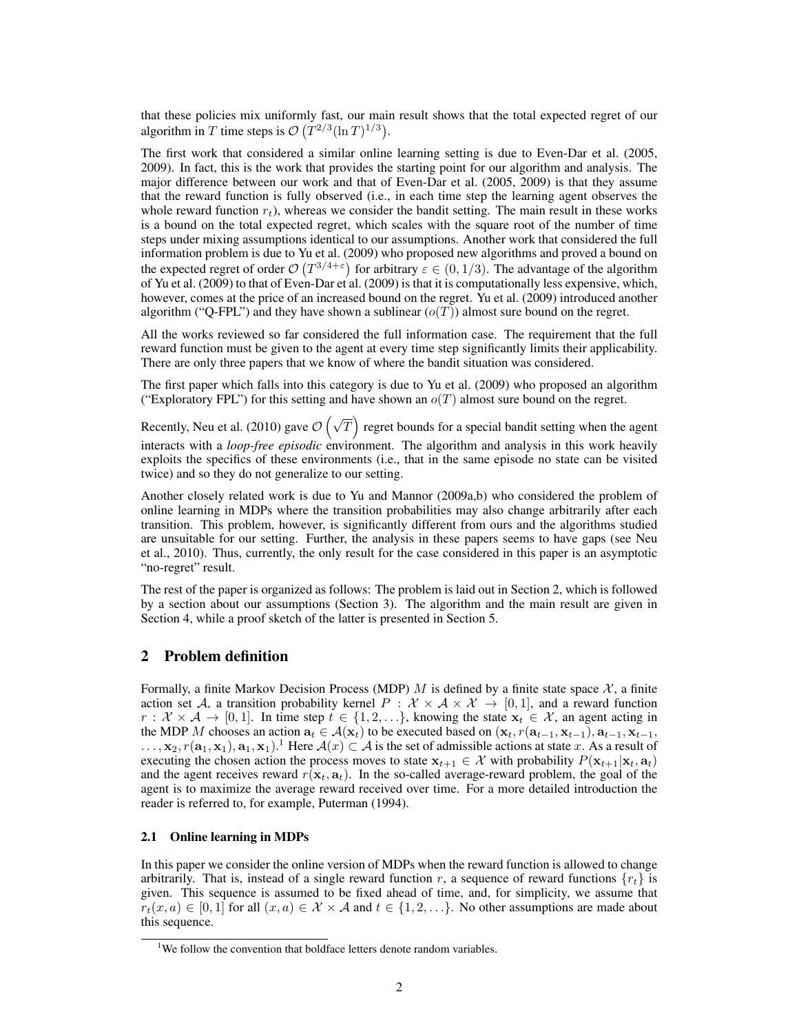that these policies mix uniformly fast, our main result shows that the total expected regret of our algorithm in $T$ time steps is $\mathcal{O}\left(T^{2/3}(\ln T)^{1/3}\right)$.

The first work that considered a similar online learning setting is due to Even-Dar et al. (2005, 2009). In fact, this is the work that provides the starting point for our algorithm and analysis. The major difference between our work and that of Even-Dar et al. (2005, 2009) is that they assume that the reward function is fully observed (i.e., in each time step the learning agent observes the whole reward function $r_t$), whereas we consider the bandit setting. The main result in these works is a bound on the total expected regret, which scales with the square root of the number of time steps under mixing assumptions identical to our assumptions. Another work that considered the full information problem is due to Yu et al. (2009) who proposed new algorithms and proved a bound on the expected regret of order $\mathcal{O}\left(T^{3/4+\varepsilon}\right)$ for arbitrary $\varepsilon \in (0, 1/3)$. The advantage of the algorithm of Yu et al. (2009) to that of Even-Dar et al. (2009) is that it is computationally less expensive, which, however, comes at the price of an increased bound on the regret. Yu et al. (2009) introduced another algorithm ("Q-FPL") and they have shown a sublinear ($o(T)$) almost sure bound on the regret.

All the works reviewed so far considered the full information case. The requirement that the full reward function must be given to the agent at every time step significantly limits their applicability. There are only three papers that we know of where the bandit situation was considered.

The first paper which falls into this category is due to Yu et al. (2009) who proposed an algorithm ("Exploratory FPL") for this setting and have shown an $o(T)$ almost sure bound on the regret.

Recently, Neu et al. (2010) gave $\mathcal{O}\left(\sqrt{T}\right)$ regret bounds for a special bandit setting when the agent interacts with a *loop-free episodic* environment. The algorithm and analysis in this work heavily exploits the specifics of these environments (i.e., that in the same episode no state can be visited twice) and so they do not generalize to our setting.

Another closely related work is due to Yu and Mannor (2009a,b) who considered the problem of online learning in MDPs where the transition probabilities may also change arbitrarily after each transition. This problem, however, is significantly different from ours and the algorithms studied are unsuitable for our setting. Further, the analysis in these papers seems to have gaps (see Neu et al., 2010). Thus, currently, the only result for the case considered in this paper is an asymptotic "no-regret" result.

The rest of the paper is organized as follows: The problem is laid out in Section 2, which is followed by a section about our assumptions (Section 3). The algorithm and the main result are given in Section 4, while a proof sketch of the latter is presented in Section 5.

## 2 Problem definition

Formally, a finite Markov Decision Process (MDP) $M$ is defined by a finite state space $\mathcal{X}$, a finite action set $\mathcal{A}$, a transition probability kernel $P : \mathcal{X} \times \mathcal{A} \times \mathcal{X} \to [0, 1]$, and a reward function $r : \mathcal{X} \times \mathcal{A} \to [0, 1]$. In time step $t \in \{1, 2, \ldots\}$, knowing the state $\mathbf{x}_t \in \mathcal{X}$, an agent acting in the MDP $M$ chooses an action $\mathbf{a}_t \in \mathcal{A}(\mathbf{x}_t)$ to be executed based on $(\mathbf{x}_t, r(\mathbf{a}_{t-1}, \mathbf{x}_{t-1}), \mathbf{a}_{t-1}, \mathbf{x}_{t-1}, \ldots, \mathbf{x}_2, r(\mathbf{a}_1, \mathbf{x}_1), \mathbf{a}_1, \mathbf{x}_1)$.[1] Here $\mathcal{A}(x) \subset \mathcal{A}$ is the set of admissible actions at state $x$. As a result of executing the chosen action the process moves to state $\mathbf{x}_{t+1} \in \mathcal{X}$ with probability $P(\mathbf{x}_{t+1}|\mathbf{x}_t, \mathbf{a}_t)$ and the agent receives reward $r(\mathbf{x}_t, \mathbf{a}_t)$. In the so-called average-reward problem, the goal of the agent is to maximize the average reward received over time. For a more detailed introduction the reader is referred to, for example, Puterman (1994).

### 2.1 Online learning in MDPs

In this paper we consider the online version of MDPs when the reward function is allowed to change arbitrarily. That is, instead of a single reward function $r$, a sequence of reward functions $\{r_t\}$ is given. This sequence is assumed to be fixed ahead of time, and, for simplicity, we assume that $r_t(x, a) \in [0, 1]$ for all $(x, a) \in \mathcal{X} \times \mathcal{A}$ and $t \in \{1, 2, \ldots\}$. No other assumptions are made about this sequence.

[1] We follow the convention that boldface letters denote random variables.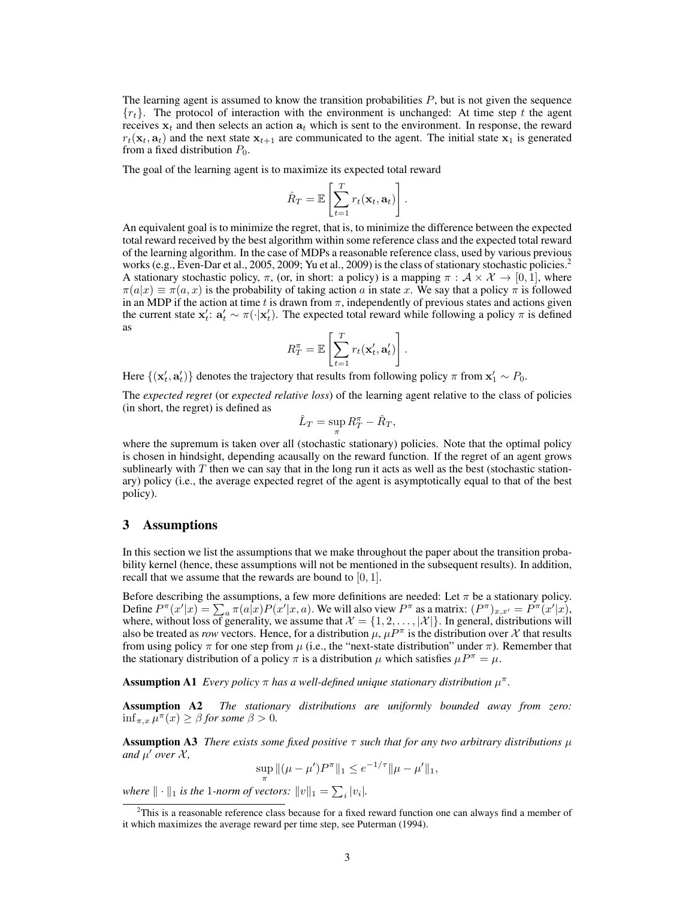The learning agent is assumed to know the transition probabilities $P$, but is not given the sequence $\{r_t\}$. The protocol of interaction with the environment is unchanged: At time step $t$ the agent receives $\mathbf{x}_t$ and then selects an action $\mathbf{a}_t$ which is sent to the environment. In response, the reward $r_t(\mathbf{x}_t, \mathbf{a}_t)$ and the next state $\mathbf{x}_{t+1}$ are communicated to the agent. The initial state $\mathbf{x}_1$ is generated from a fixed distribution $P_0$.

The goal of the learning agent is to maximize its expected total reward

$$\hat{R}_T = \mathbb{E}\left[\sum_{t=1}^{T} r_t(\mathbf{x}_t, \mathbf{a}_t)\right].$$

An equivalent goal is to minimize the regret, that is, to minimize the difference between the expected total reward received by the best algorithm within some reference class and the expected total reward of the learning algorithm. In the case of MDPs a reasonable reference class, used by various previous works (e.g., Even-Dar et al., 2005, 2009; Yu et al., 2009) is the class of stationary stochastic policies.[2] A stationary stochastic policy, $\pi$, (or, in short: a policy) is a mapping $\pi : \mathcal{A} \times \mathcal{X} \to [0, 1]$, where $\pi(a|x) \equiv \pi(a, x)$ is the probability of taking action $a$ in state $x$. We say that a policy $\pi$ is followed in an MDP if the action at time $t$ is drawn from $\pi$, independently of previous states and actions given the current state $\mathbf{x}'_t$: $\mathbf{a}'_t \sim \pi(\cdot|\mathbf{x}'_t)$. The expected total reward while following a policy $\pi$ is defined as

$$R_T^{\pi} = \mathbb{E}\left[\sum_{t=1}^{T} r_t(\mathbf{x}'_t, \mathbf{a}'_t)\right].$$

Here $\{(\mathbf{x}'_t, \mathbf{a}'_t)\}$ denotes the trajectory that results from following policy $\pi$ from $\mathbf{x}'_1 \sim P_0$.

The *expected regret* (or *expected relative loss*) of the learning agent relative to the class of policies (in short, the regret) is defined as

$$\hat{L}_T = \sup_{\pi} R_T^{\pi} - \hat{R}_T,$$

where the supremum is taken over all (stochastic stationary) policies. Note that the optimal policy is chosen in hindsight, depending acausally on the reward function. If the regret of an agent grows sublinearly with $T$ then we can say that in the long run it acts as well as the best (stochastic stationary) policy (i.e., the average expected regret of the agent is asymptotically equal to that of the best policy).

## 3 Assumptions

In this section we list the assumptions that we make throughout the paper about the transition probability kernel (hence, these assumptions will not be mentioned in the subsequent results). In addition, recall that we assume that the rewards are bound to $[0, 1]$.

Before describing the assumptions, a few more definitions are needed: Let $\pi$ be a stationary policy. Define $P^{\pi}(x'|x) = \sum_a \pi(a|x) P(x'|x, a)$. We will also view $P^{\pi}$ as a matrix: $(P^{\pi})_{x,x'} = P^{\pi}(x'|x)$, where, without loss of generality, we assume that $\mathcal{X} = \{1, 2, \ldots, |\mathcal{X}|\}$. In general, distributions will also be treated as *row* vectors. Hence, for a distribution $\mu$, $\mu P^{\pi}$ is the distribution over $\mathcal{X}$ that results from using policy $\pi$ for one step from $\mu$ (i.e., the "next-state distribution" under $\pi$). Remember that the stationary distribution of a policy $\pi$ is a distribution $\mu$ which satisfies $\mu P^{\pi} = \mu$.

**Assumption A1** *Every policy $\pi$ has a well-defined unique stationary distribution $\mu^{\pi}$.*

**Assumption A2** *The stationary distributions are uniformly bounded away from zero: $\inf_{\pi,x} \mu^{\pi}(x) \geq \beta$ for some $\beta > 0$.*

**Assumption A3** *There exists some fixed positive $\tau$ such that for any two arbitrary distributions $\mu$ and $\mu'$ over $\mathcal{X}$,*

$$\sup_{\pi} \|(\mu - \mu')P^{\pi}\|_1 \leq e^{-1/\tau} \|\mu - \mu'\|_1,$$

*where $\|\cdot\|_1$ is the 1-norm of vectors: $\|v\|_1 = \sum_i |v_i|$.*

[2] This is a reasonable reference class because for a fixed reward function one can always find a member of it which maximizes the average reward per time step, see Puterman (1994).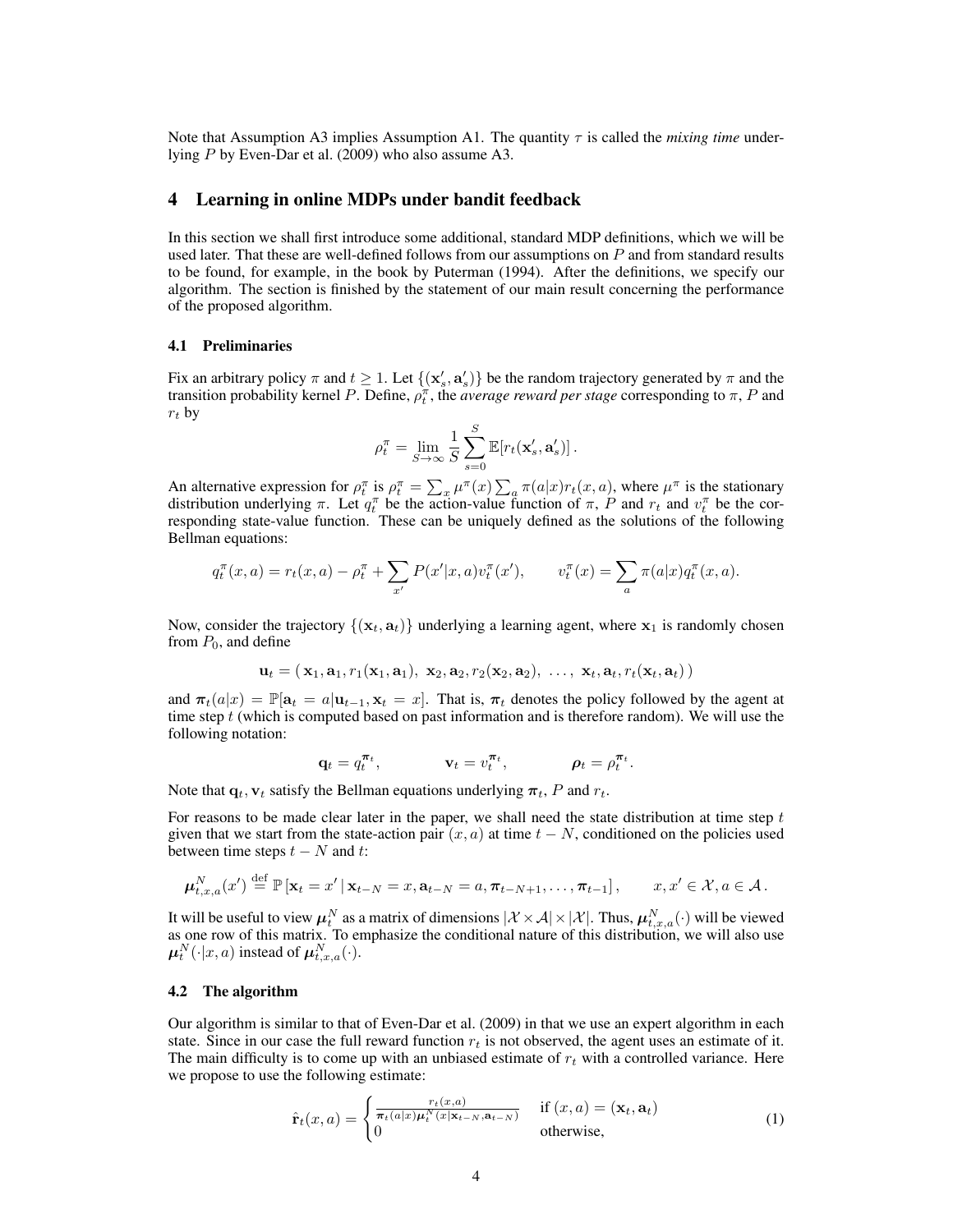Note that Assumption A3 implies Assumption A1. The quantity $\tau$ is called the *mixing time* underlying $P$ by Even-Dar et al. (2009) who also assume A3.

# 4 Learning in online MDPs under bandit feedback

In this section we shall first introduce some additional, standard MDP definitions, which we will be used later. That these are well-defined follows from our assumptions on $P$ and from standard results to be found, for example, in the book by Puterman (1994). After the definitions, we specify our algorithm. The section is finished by the statement of our main result concerning the performance of the proposed algorithm.

## 4.1 Preliminaries

Fix an arbitrary policy $\pi$ and $t \geq 1$. Let $\{(\mathbf{x}'_s, \mathbf{a}'_s)\}$ be the random trajectory generated by $\pi$ and the transition probability kernel $P$. Define, $\rho^\pi_t$, the *average reward per stage* corresponding to $\pi$, $P$ and $r_t$ by

$$\rho^\pi_t = \lim_{S \to \infty} \frac{1}{S} \sum_{s=0}^{S} \mathbb{E}[r_t(\mathbf{x}'_s, \mathbf{a}'_s)] .$$

An alternative expression for $\rho^\pi_t$ is $\rho^\pi_t = \sum_x \mu^\pi(x) \sum_a \pi(a|x) r_t(x,a)$, where $\mu^\pi$ is the stationary distribution underlying $\pi$. Let $q^\pi_t$ be the action-value function of $\pi$, $P$ and $r_t$ and $v^\pi_t$ be the corresponding state-value function. These can be uniquely defined as the solutions of the following Bellman equations:

$$q^\pi_t(x,a) = r_t(x,a) - \rho^\pi_t + \sum_{x'} P(x'|x,a) v^\pi_t(x'), \qquad v^\pi_t(x) = \sum_a \pi(a|x) q^\pi_t(x,a).$$

Now, consider the trajectory $\{(\mathbf{x}_t, \mathbf{a}_t)\}$ underlying a learning agent, where $\mathbf{x}_1$ is randomly chosen from $P_0$, and define

$$\mathbf{u}_t = (\, \mathbf{x}_1, \mathbf{a}_1, r_1(\mathbf{x}_1, \mathbf{a}_1),\ \mathbf{x}_2, \mathbf{a}_2, r_2(\mathbf{x}_2, \mathbf{a}_2),\ \ldots,\ \mathbf{x}_t, \mathbf{a}_t, r_t(\mathbf{x}_t, \mathbf{a}_t)\,)$$

and $\boldsymbol{\pi}_t(a|x) = \mathbb{P}[\mathbf{a}_t = a | \mathbf{u}_{t-1}, \mathbf{x}_t = x]$. That is, $\boldsymbol{\pi}_t$ denotes the policy followed by the agent at time step $t$ (which is computed based on past information and is therefore random). We will use the following notation:

$$\mathbf{q}_t = q^{\boldsymbol{\pi}_t}_t, \qquad \mathbf{v}_t = v^{\boldsymbol{\pi}_t}_t, \qquad \boldsymbol{\rho}_t = \rho^{\boldsymbol{\pi}_t}_t.$$

Note that $\mathbf{q}_t, \mathbf{v}_t$ satisfy the Bellman equations underlying $\boldsymbol{\pi}_t$, $P$ and $r_t$.

For reasons to be made clear later in the paper, we shall need the state distribution at time step $t$ given that we start from the state-action pair $(x,a)$ at time $t-N$, conditioned on the policies used between time steps $t-N$ and $t$:

$$\boldsymbol{\mu}^N_{t,x,a}(x') \stackrel{\text{def}}{=} \mathbb{P}\left[\mathbf{x}_t = x' \,|\, \mathbf{x}_{t-N} = x, \mathbf{a}_{t-N} = a, \boldsymbol{\pi}_{t-N+1}, \ldots, \boldsymbol{\pi}_{t-1}\right], \qquad x, x' \in \mathcal{X}, a \in \mathcal{A}.$$

It will be useful to view $\boldsymbol{\mu}^N_t$ as a matrix of dimensions $|\mathcal{X} \times \mathcal{A}| \times |\mathcal{X}|$. Thus, $\boldsymbol{\mu}^N_{t,x,a}(\cdot)$ will be viewed as one row of this matrix. To emphasize the conditional nature of this distribution, we will also use $\boldsymbol{\mu}^N_t(\cdot|x,a)$ instead of $\boldsymbol{\mu}^N_{t,x,a}(\cdot)$.

## 4.2 The algorithm

Our algorithm is similar to that of Even-Dar et al. (2009) in that we use an expert algorithm in each state. Since in our case the full reward function $r_t$ is not observed, the agent uses an estimate of it. The main difficulty is to come up with an unbiased estimate of $r_t$ with a controlled variance. Here we propose to use the following estimate:

$$\hat{\mathbf{r}}_t(x,a) = \begin{cases} \frac{r_t(x,a)}{\boldsymbol{\pi}_t(a|x) \boldsymbol{\mu}^N_t(x|\mathbf{x}_{t-N}, \mathbf{a}_{t-N})} & \text{if } (x,a) = (\mathbf{x}_t, \mathbf{a}_t) \\ 0 & \text{otherwise,} \end{cases} \tag{1}$$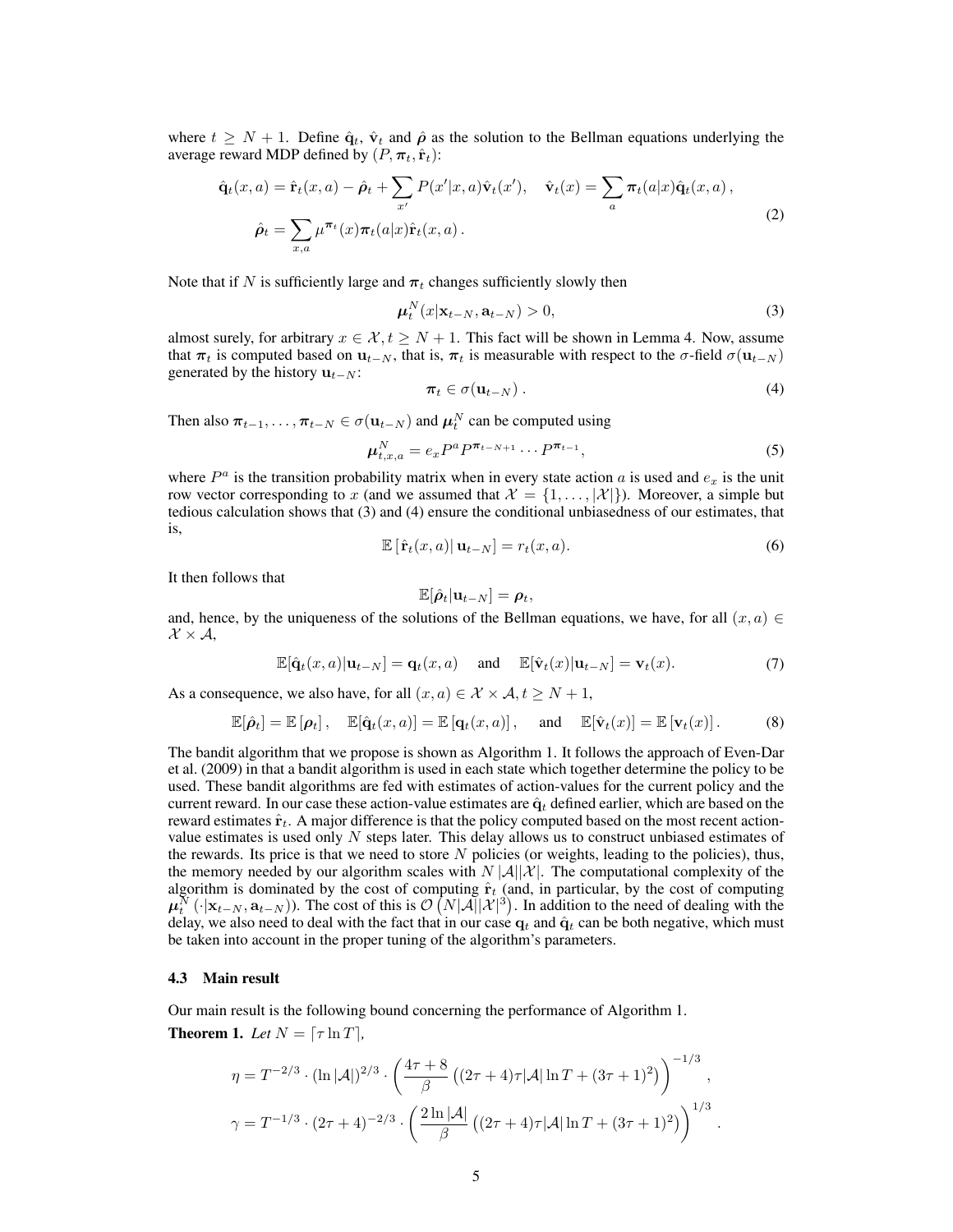where $t \geq N+1$. Define $\hat{\mathbf{q}}_t$, $\hat{\mathbf{v}}_t$ and $\hat{\boldsymbol{\rho}}$ as the solution to the Bellman equations underlying the average reward MDP defined by $(P, \boldsymbol{\pi}_t, \hat{\mathbf{r}}_t)$:

$$
\begin{aligned}
\hat{\mathbf{q}}_t(x,a) &= \hat{\mathbf{r}}_t(x,a) - \hat{\boldsymbol{\rho}}_t + \sum_{x'} P(x'|x,a)\hat{\mathbf{v}}_t(x'), \quad \hat{\mathbf{v}}_t(x) = \sum_a \boldsymbol{\pi}_t(a|x)\hat{\mathbf{q}}_t(x,a)\,, \\
\hat{\boldsymbol{\rho}}_t &= \sum_{x,a} \mu^{\boldsymbol{\pi}_t}(x)\boldsymbol{\pi}_t(a|x)\hat{\mathbf{r}}_t(x,a)\,.
\end{aligned}
\tag{2}
$$

Note that if $N$ is sufficiently large and $\boldsymbol{\pi}_t$ changes sufficiently slowly then

$$
\boldsymbol{\mu}_t^N(x|\mathbf{x}_{t-N}, \mathbf{a}_{t-N}) > 0, \tag{3}
$$

almost surely, for arbitrary $x \in \mathcal{X}, t \geq N+1$. This fact will be shown in Lemma 4. Now, assume that $\boldsymbol{\pi}_t$ is computed based on $\mathbf{u}_{t-N}$, that is, $\boldsymbol{\pi}_t$ is measurable with respect to the $\sigma$-field $\sigma(\mathbf{u}_{t-N})$ generated by the history $\mathbf{u}_{t-N}$:

$$
\boldsymbol{\pi}_t \in \sigma(\mathbf{u}_{t-N})\,. \tag{4}
$$

Then also $\boldsymbol{\pi}_{t-1}, \ldots, \boldsymbol{\pi}_{t-N} \in \sigma(\mathbf{u}_{t-N})$ and $\boldsymbol{\mu}_t^N$ can be computed using

$$
\boldsymbol{\mu}_{t,x,a}^N = e_x P^a P^{\boldsymbol{\pi}_{t-N+1}} \cdots P^{\boldsymbol{\pi}_{t-1}}, \tag{5}
$$

where $P^a$ is the transition probability matrix when in every state action $a$ is used and $e_x$ is the unit row vector corresponding to $x$ (and we assumed that $\mathcal{X} = \{1, \ldots, |\mathcal{X}|\}$). Moreover, a simple but tedious calculation shows that (3) and (4) ensure the conditional unbiasedness of our estimates, that is,

$$
\mathbb{E}\left[\hat{\mathbf{r}}_t(x,a) \middle|\, \mathbf{u}_{t-N}\right] = r_t(x,a). \tag{6}
$$

It then follows that

$$
\mathbb{E}[\hat{\boldsymbol{\rho}}_t | \mathbf{u}_{t-N}] = \boldsymbol{\rho}_t,
$$

and, hence, by the uniqueness of the solutions of the Bellman equations, we have, for all $(x,a) \in \mathcal{X} \times \mathcal{A}$,

$$
\mathbb{E}[\hat{\mathbf{q}}_t(x,a)|\mathbf{u}_{t-N}] = \mathbf{q}_t(x,a) \quad \text{and} \quad \mathbb{E}[\hat{\mathbf{v}}_t(x)|\mathbf{u}_{t-N}] = \mathbf{v}_t(x). \tag{7}
$$

As a consequence, we also have, for all $(x,a) \in \mathcal{X} \times \mathcal{A}, t \geq N+1$,

$$
\mathbb{E}[\hat{\boldsymbol{\rho}}_t] = \mathbb{E}\left[\boldsymbol{\rho}_t\right], \quad \mathbb{E}[\hat{\mathbf{q}}_t(x,a)] = \mathbb{E}\left[\mathbf{q}_t(x,a)\right], \quad \text{and} \quad \mathbb{E}[\hat{\mathbf{v}}_t(x)] = \mathbb{E}\left[\mathbf{v}_t(x)\right]. \tag{8}
$$

The bandit algorithm that we propose is shown as Algorithm 1. It follows the approach of Even-Dar et al. (2009) in that a bandit algorithm is used in each state which together determine the policy to be used. These bandit algorithms are fed with estimates of action-values for the current policy and the current reward. In our case these action-value estimates are $\hat{\mathbf{q}}_t$ defined earlier, which are based on the reward estimates $\hat{\mathbf{r}}_t$. A major difference is that the policy computed based on the most recent action-value estimates is used only $N$ steps later. This delay allows us to construct unbiased estimates of the rewards. Its price is that we need to store $N$ policies (or weights, leading to the policies), thus, the memory needed by our algorithm scales with $N\,|\mathcal{A}||\mathcal{X}|$. The computational complexity of the algorithm is dominated by the cost of computing $\hat{\mathbf{r}}_t$ (and, in particular, by the cost of computing $\boldsymbol{\mu}_t^N(\cdot|\mathbf{x}_{t-N}, \mathbf{a}_{t-N})$). The cost of this is $\mathcal{O}\left(N|\mathcal{A}||\mathcal{X}|^3\right)$. In addition to the need of dealing with the delay, we also need to deal with the fact that in our case $\mathbf{q}_t$ and $\hat{\mathbf{q}}_t$ can be both negative, which must be taken into account in the proper tuning of the algorithm's parameters.

### 4.3 Main result

Our main result is the following bound concerning the performance of Algorithm 1.

**Theorem 1.** *Let* $N = \lceil \tau \ln T \rceil$,

$$
\eta = T^{-2/3} \cdot (\ln|\mathcal{A}|)^{2/3} \cdot \left( \frac{4\tau + 8}{\beta} \left( (2\tau+4)\tau|\mathcal{A}|\ln T + (3\tau+1)^2 \right) \right)^{-1/3},
$$

$$
\gamma = T^{-1/3} \cdot (2\tau+4)^{-2/3} \cdot \left( \frac{2\ln|\mathcal{A}|}{\beta} \left( (2\tau+4)\tau|\mathcal{A}|\ln T + (3\tau+1)^2 \right) \right)^{1/3}.
$$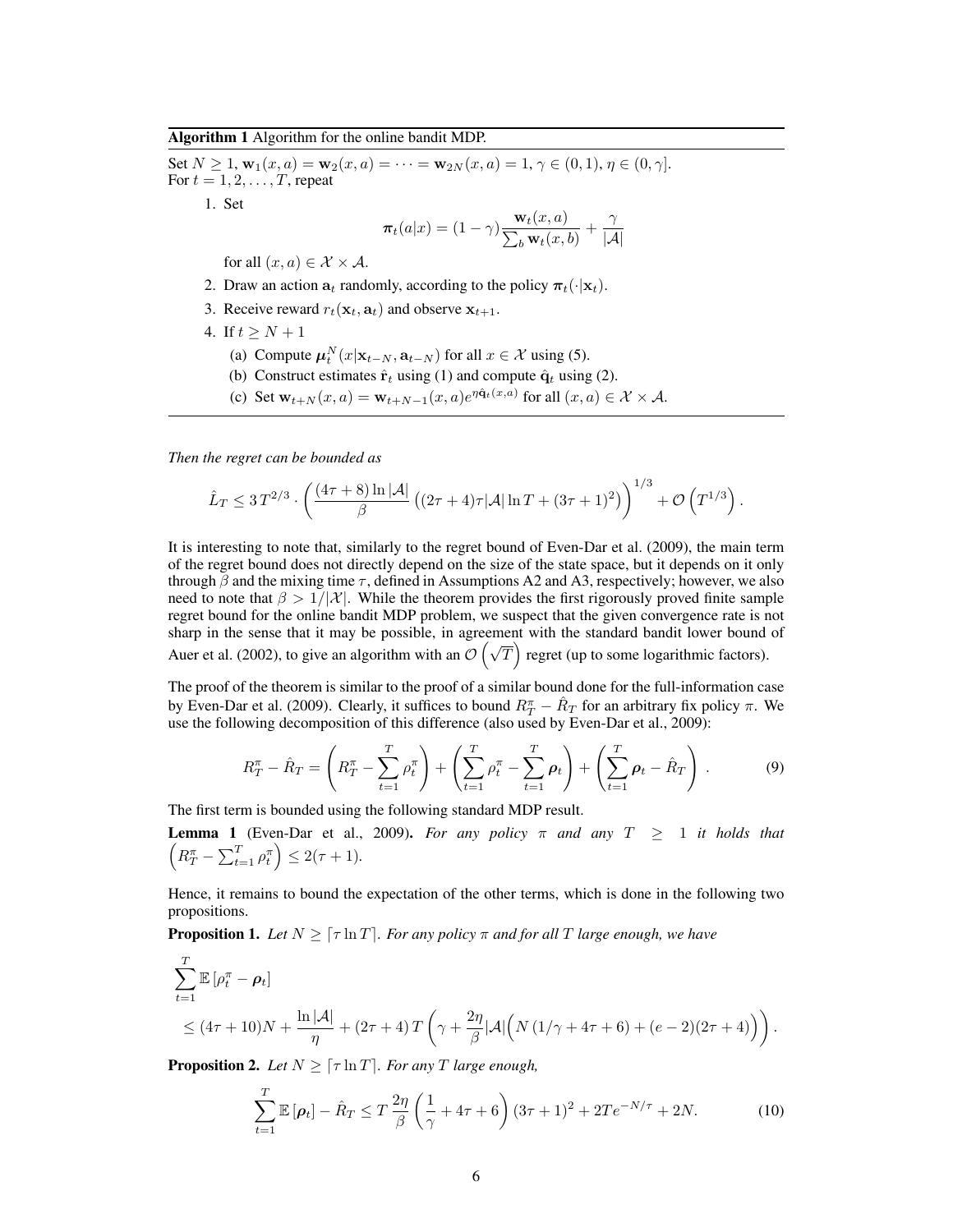**Algorithm 1** Algorithm for the online bandit MDP.

Set $N \geq 1$, $\mathbf{w}_1(x,a) = \mathbf{w}_2(x,a) = \cdots = \mathbf{w}_{2N}(x,a) = 1$, $\gamma \in (0,1)$, $\eta \in (0,\gamma]$.
For $t = 1, 2, \ldots, T$, repeat

1. Set
$$\boldsymbol{\pi}_t(a|x) = (1-\gamma)\frac{\mathbf{w}_t(x,a)}{\sum_b \mathbf{w}_t(x,b)} + \frac{\gamma}{|\mathcal{A}|}$$
for all $(x,a) \in \mathcal{X} \times \mathcal{A}$.
2. Draw an action $\mathbf{a}_t$ randomly, according to the policy $\boldsymbol{\pi}_t(\cdot|\mathbf{x}_t)$.
3. Receive reward $r_t(\mathbf{x}_t, \mathbf{a}_t)$ and observe $\mathbf{x}_{t+1}$.
4. If $t \geq N+1$
   (a) Compute $\boldsymbol{\mu}_t^N(x|\mathbf{x}_{t-N}, \mathbf{a}_{t-N})$ for all $x \in \mathcal{X}$ using (5).
   (b) Construct estimates $\hat{\mathbf{r}}_t$ using (1) and compute $\hat{\mathbf{q}}_t$ using (2).
   (c) Set $\mathbf{w}_{t+N}(x,a) = \mathbf{w}_{t+N-1}(x,a)e^{\eta \hat{\mathbf{q}}_t(x,a)}$ for all $(x,a) \in \mathcal{X} \times \mathcal{A}$.

*Then the regret can be bounded as*

$$\hat{L}_T \leq 3\, T^{2/3} \cdot \left( \frac{(4\tau + 8)\ln|\mathcal{A}|}{\beta} \left( (2\tau+4)\tau|\mathcal{A}| \ln T + (3\tau+1)^2 \right) \right)^{1/3} + \mathcal{O}\left(T^{1/3}\right).$$

It is interesting to note that, similarly to the regret bound of Even-Dar et al. (2009), the main term of the regret bound does not directly depend on the size of the state space, but it depends on it only through $\beta$ and the mixing time $\tau$, defined in Assumptions A2 and A3, respectively; however, we also need to note that $\beta > 1/|\mathcal{X}|$. While the theorem provides the first rigorously proved finite sample regret bound for the online bandit MDP problem, we suspect that the given convergence rate is not sharp in the sense that it may be possible, in agreement with the standard bandit lower bound of Auer et al. (2002), to give an algorithm with an $\mathcal{O}\left(\sqrt{T}\right)$ regret (up to some logarithmic factors).

The proof of the theorem is similar to the proof of a similar bound done for the full-information case by Even-Dar et al. (2009). Clearly, it suffices to bound $R_T^\pi - \hat{R}_T$ for an arbitrary fix policy $\pi$. We use the following decomposition of this difference (also used by Even-Dar et al., 2009):

$$R_T^\pi - \hat{R}_T = \left( R_T^\pi - \sum_{t=1}^T \rho_t^\pi \right) + \left( \sum_{t=1}^T \rho_t^\pi - \sum_{t=1}^T \boldsymbol{\rho}_t \right) + \left( \sum_{t=1}^T \boldsymbol{\rho}_t - \hat{R}_T \right). \tag{9}$$

The first term is bounded using the following standard MDP result.

**Lemma 1** (Even-Dar et al., 2009). *For any policy $\pi$ and any $T \geq 1$ it holds that $\left( R_T^\pi - \sum_{t=1}^T \rho_t^\pi \right) \leq 2(\tau + 1)$.*

Hence, it remains to bound the expectation of the other terms, which is done in the following two propositions.

**Proposition 1.** *Let $N \geq \lceil \tau \ln T \rceil$. For any policy $\pi$ and for all $T$ large enough, we have*

$$\sum_{t=1}^T \mathbb{E}\left[\rho_t^\pi - \boldsymbol{\rho}_t\right]$$
$$\leq (4\tau + 10)N + \frac{\ln|\mathcal{A}|}{\eta} + (2\tau+4)\,T\left(\gamma + \frac{2\eta}{\beta}|\mathcal{A}|\Big(N\left(1/\gamma + 4\tau + 6\right) + (e-2)(2\tau+4)\Big)\right).$$

**Proposition 2.** *Let $N \geq \lceil \tau \ln T \rceil$. For any $T$ large enough,*

$$\sum_{t=1}^T \mathbb{E}\left[\boldsymbol{\rho}_t\right] - \hat{R}_T \leq T\,\frac{2\eta}{\beta}\left(\frac{1}{\gamma} + 4\tau + 6\right)(3\tau+1)^2 + 2Te^{-N/\tau} + 2N. \tag{10}$$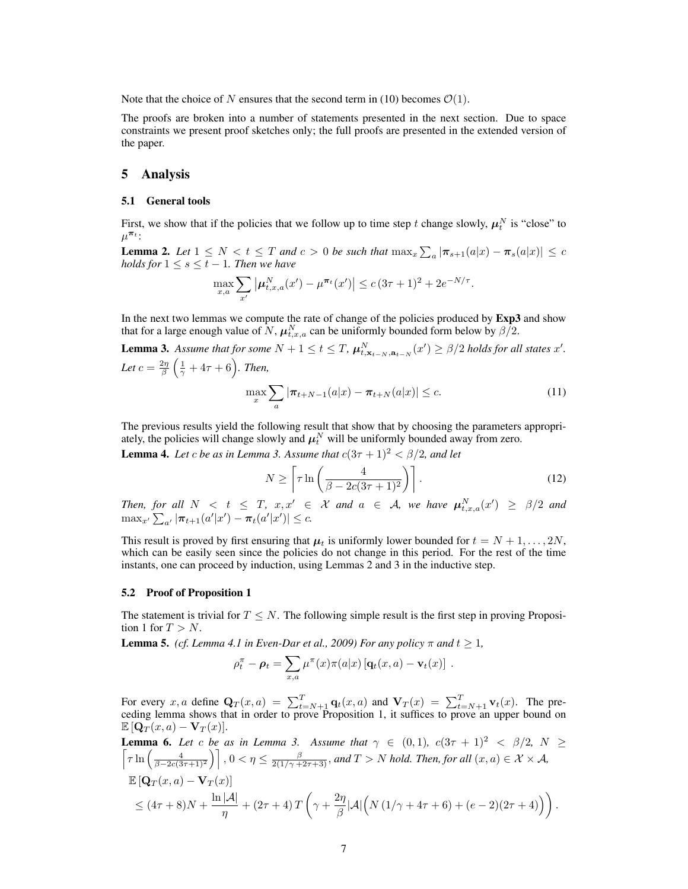Note that the choice of $N$ ensures that the second term in (10) becomes $\mathcal{O}(1)$.

The proofs are broken into a number of statements presented in the next section. Due to space constraints we present proof sketches only; the full proofs are presented in the extended version of the paper.

## 5 Analysis

### 5.1 General tools

First, we show that if the policies that we follow up to time step $t$ change slowly, $\boldsymbol{\mu}_t^N$ is "close" to $\mu^{\boldsymbol{\pi}_t}$:

**Lemma 2.** *Let $1 \leq N < t \leq T$ and $c > 0$ be such that $\max_x \sum_a |\boldsymbol{\pi}_{s+1}(a|x) - \boldsymbol{\pi}_s(a|x)| \leq c$ holds for $1 \leq s \leq t-1$. Then we have*

$$\max_{x,a} \sum_{x'} \left| \boldsymbol{\mu}_{t,x,a}^N(x') - \mu^{\boldsymbol{\pi}_t}(x') \right| \leq c\,(3\tau + 1)^2 + 2e^{-N/\tau}.$$

In the next two lemmas we compute the rate of change of the policies produced by **Exp3** and show that for a large enough value of $N$, $\boldsymbol{\mu}_{t,x,a}^N$ can be uniformly bounded form below by $\beta/2$.

**Lemma 3.** *Assume that for some $N+1 \leq t \leq T$, $\boldsymbol{\mu}_{t,\mathbf{x}_{t-N},\mathbf{a}_{t-N}}^N(x') \geq \beta/2$ holds for all states $x'$. Let $c = \frac{2\eta}{\beta}\left(\frac{1}{\gamma} + 4\tau + 6\right)$. Then,*

$$\max_x \sum_a |\boldsymbol{\pi}_{t+N-1}(a|x) - \boldsymbol{\pi}_{t+N}(a|x)| \leq c. \tag{11}$$

The previous results yield the following result that show that by choosing the parameters appropriately, the policies will change slowly and $\boldsymbol{\mu}_t^N$ will be uniformly bounded away from zero.

**Lemma 4.** *Let $c$ be as in Lemma 3. Assume that $c(3\tau+1)^2 < \beta/2$, and let*

$$N \geq \left\lceil \tau \ln\left(\frac{4}{\beta - 2c(3\tau+1)^2}\right) \right\rceil. \tag{12}$$

*Then, for all $N < t \leq T$, $x, x' \in \mathcal{X}$ and $a \in \mathcal{A}$, we have $\boldsymbol{\mu}_{t,x,a}^N(x') \geq \beta/2$ and $\max_{x'} \sum_{a'} |\boldsymbol{\pi}_{t+1}(a'|x') - \boldsymbol{\pi}_t(a'|x')| \leq c$.*

This result is proved by first ensuring that $\boldsymbol{\mu}_t$ is uniformly lower bounded for $t = N+1, \ldots, 2N$, which can be easily seen since the policies do not change in this period. For the rest of the time instants, one can proceed by induction, using Lemmas 2 and 3 in the inductive step.

### 5.2 Proof of Proposition 1

The statement is trivial for $T \leq N$. The following simple result is the first step in proving Proposition 1 for $T > N$.

**Lemma 5.** *(cf. Lemma 4.1 in Even-Dar et al., 2009) For any policy $\pi$ and $t \geq 1$,*

$$\rho_t^\pi - \boldsymbol{\rho}_t = \sum_{x,a} \mu^\pi(x)\pi(a|x)\left[\mathbf{q}_t(x,a) - \mathbf{v}_t(x)\right].$$

For every $x, a$ define $\mathbf{Q}_T(x,a) = \sum_{t=N+1}^T \mathbf{q}_t(x,a)$ and $\mathbf{V}_T(x) = \sum_{t=N+1}^T \mathbf{v}_t(x)$. The preceding lemma shows that in order to prove Proposition 1, it suffices to prove an upper bound on $\mathbb{E}\left[\mathbf{Q}_T(x,a) - \mathbf{V}_T(x)\right]$.

**Lemma 6.** *Let $c$ be as in Lemma 3. Assume that $\gamma \in (0,1)$, $c(3\tau+1)^2 < \beta/2$, $N \geq \left\lceil \tau \ln\left(\frac{4}{\beta - 2c(3\tau+1)^2}\right)\right\rceil$, $0 < \eta \leq \frac{\beta}{2(1/\gamma + 2\tau + 3)}$, and $T > N$ hold. Then, for all $(x,a) \in \mathcal{X} \times \mathcal{A}$,*

$$\begin{aligned}
&\mathbb{E}\left[\mathbf{Q}_T(x,a) - \mathbf{V}_T(x)\right] \\
&\leq (4\tau + 8)N + \frac{\ln|\mathcal{A}|}{\eta} + (2\tau+4)\,T\left(\gamma + \frac{2\eta}{\beta}|\mathcal{A}|\Big(N\left(1/\gamma + 4\tau + 6\right) + (e-2)(2\tau+4)\Big)\right).
\end{aligned}$$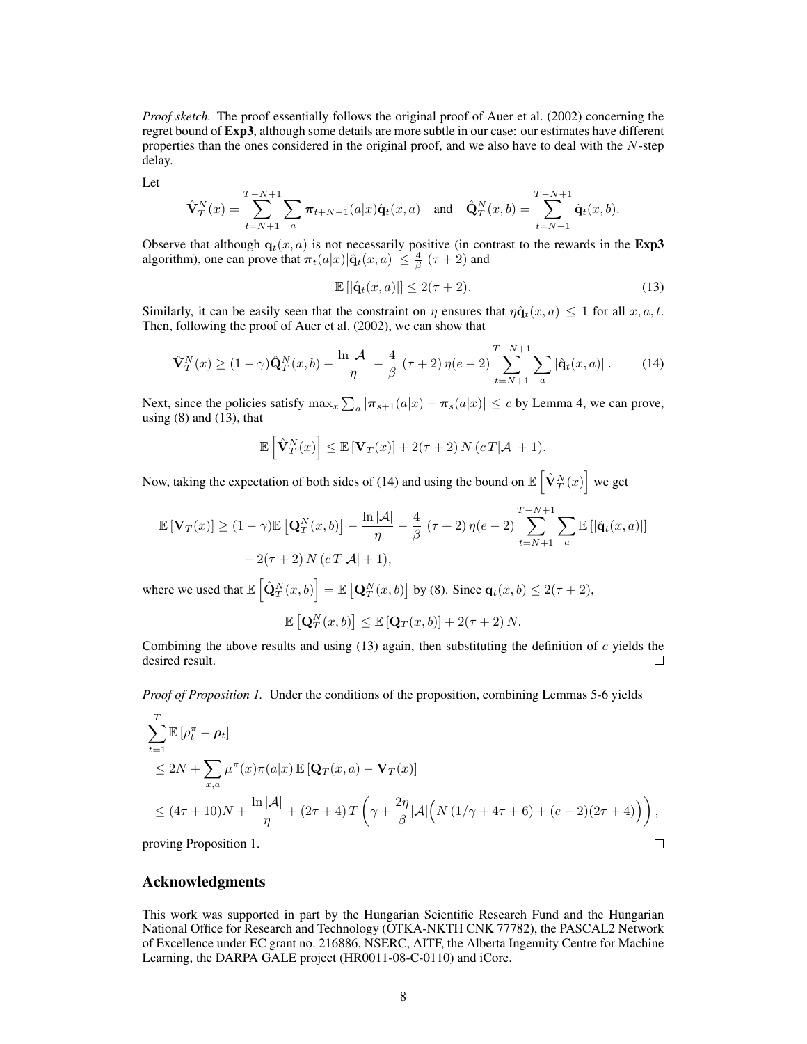*Proof sketch.* The proof essentially follows the original proof of Auer et al. (2002) concerning the regret bound of **Exp3**, although some details are more subtle in our case: our estimates have different properties than the ones considered in the original proof, and we also have to deal with the $N$-step delay.

Let

$$\hat{\mathbf{V}}_T^N(x) = \sum_{t=N+1}^{T-N+1} \sum_a \boldsymbol{\pi}_{t+N-1}(a|x)\hat{\mathbf{q}}_t(x,a) \quad \text{and} \quad \hat{\mathbf{Q}}_T^N(x,b) = \sum_{t=N+1}^{T-N+1} \hat{\mathbf{q}}_t(x,b).$$

Observe that although $\mathbf{q}_t(x,a)$ is not necessarily positive (in contrast to the rewards in the **Exp3** algorithm), one can prove that $\boldsymbol{\pi}_t(a|x)|\hat{\mathbf{q}}_t(x,a)| \leq \frac{4}{\beta}(\tau+2)$ and

$$\mathbb{E}\left[|\hat{\mathbf{q}}_t(x,a)|\right] \leq 2(\tau+2). \tag{13}$$

Similarly, it can be easily seen that the constraint on $\eta$ ensures that $\eta\hat{\mathbf{q}}_t(x,a) \leq 1$ for all $x, a, t$. Then, following the proof of Auer et al. (2002), we can show that

$$\hat{\mathbf{V}}_T^N(x) \geq (1-\gamma)\hat{\mathbf{Q}}_T^N(x,b) - \frac{\ln|\mathcal{A}|}{\eta} - \frac{4}{\beta}(\tau+2)\,\eta(e-2)\sum_{t=N+1}^{T-N+1}\sum_a |\hat{\mathbf{q}}_t(x,a)|\,. \tag{14}$$

Next, since the policies satisfy $\max_x \sum_a |\boldsymbol{\pi}_{s+1}(a|x) - \boldsymbol{\pi}_s(a|x)| \leq c$ by Lemma 4, we can prove, using (8) and (13), that

$$\mathbb{E}\left[\hat{\mathbf{V}}_T^N(x)\right] \leq \mathbb{E}\left[\mathbf{V}_T(x)\right] + 2(\tau+2)\,N\,(c\,T|\mathcal{A}|+1).$$

Now, taking the expectation of both sides of (14) and using the bound on $\mathbb{E}\left[\hat{\mathbf{V}}_T^N(x)\right]$ we get

$$\begin{aligned}
\mathbb{E}\left[\mathbf{V}_T(x)\right] \geq\; & (1-\gamma)\mathbb{E}\left[\mathbf{Q}_T^N(x,b)\right] - \frac{\ln|\mathcal{A}|}{\eta} - \frac{4}{\beta}(\tau+2)\,\eta(e-2)\sum_{t=N+1}^{T-N+1}\sum_a \mathbb{E}\left[|\hat{\mathbf{q}}_t(x,a)|\right] \\
& - 2(\tau+2)\,N\,(c\,T|\mathcal{A}|+1),
\end{aligned}$$

where we used that $\mathbb{E}\left[\hat{\mathbf{Q}}_T^N(x,b)\right] = \mathbb{E}\left[\mathbf{Q}_T^N(x,b)\right]$ by (8). Since $\mathbf{q}_t(x,b) \leq 2(\tau+2)$,

$$\mathbb{E}\left[\mathbf{Q}_T^N(x,b)\right] \leq \mathbb{E}\left[\mathbf{Q}_T(x,b)\right] + 2(\tau+2)\,N.$$

Combining the above results and using (13) again, then substituting the definition of $c$ yields the desired result. $\square$

*Proof of Proposition 1.* Under the conditions of the proposition, combining Lemmas 5-6 yields

$$\begin{aligned}
&\sum_{t=1}^{T} \mathbb{E}\left[\rho_t^\pi - \boldsymbol{\rho}_t\right] \\
&\leq 2N + \sum_{x,a} \mu^\pi(x)\pi(a|x)\,\mathbb{E}\left[\mathbf{Q}_T(x,a) - \mathbf{V}_T(x)\right] \\
&\leq (4\tau+10)N + \frac{\ln|\mathcal{A}|}{\eta} + (2\tau+4)\,T\left(\gamma + \frac{2\eta}{\beta}|\mathcal{A}|\Big(N\,(1/\gamma+4\tau+6) + (e-2)(2\tau+4)\Big)\right),
\end{aligned}$$

proving Proposition 1. $\square$

## Acknowledgments

This work was supported in part by the Hungarian Scientific Research Fund and the Hungarian National Office for Research and Technology (OTKA-NKTH CNK 77782), the PASCAL2 Network of Excellence under EC grant no. 216886, NSERC, AITF, the Alberta Ingenuity Centre for Machine Learning, the DARPA GALE project (HR0011-08-C-0110) and iCore.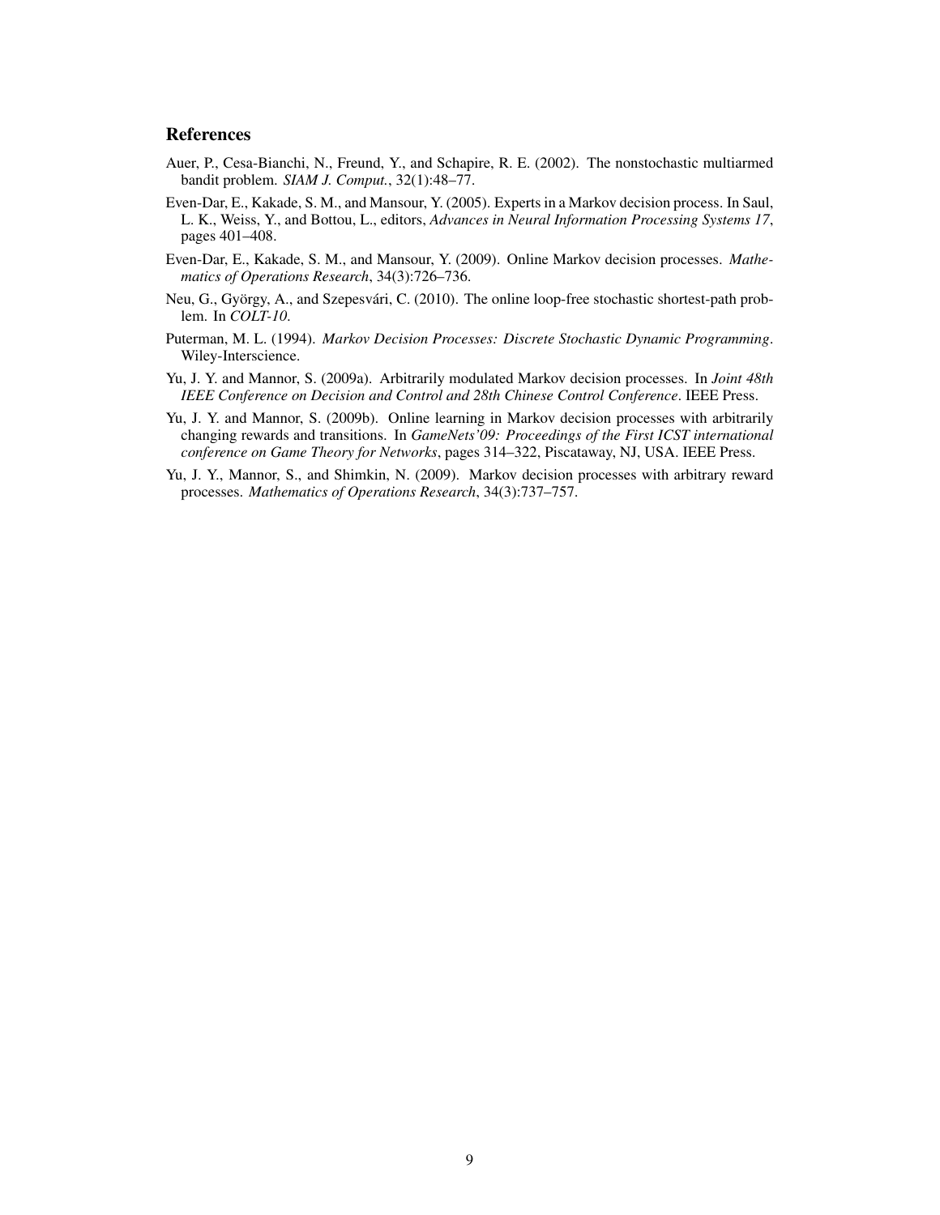## References

Auer, P., Cesa-Bianchi, N., Freund, Y., and Schapire, R. E. (2002). The nonstochastic multiarmed bandit problem. *SIAM J. Comput.*, 32(1):48–77.

Even-Dar, E., Kakade, S. M., and Mansour, Y. (2005). Experts in a Markov decision process. In Saul, L. K., Weiss, Y., and Bottou, L., editors, *Advances in Neural Information Processing Systems 17*, pages 401–408.

Even-Dar, E., Kakade, S. M., and Mansour, Y. (2009). Online Markov decision processes. *Mathematics of Operations Research*, 34(3):726–736.

Neu, G., György, A., and Szepesvári, C. (2010). The online loop-free stochastic shortest-path problem. In *COLT-10*.

Puterman, M. L. (1994). *Markov Decision Processes: Discrete Stochastic Dynamic Programming*. Wiley-Interscience.

Yu, J. Y. and Mannor, S. (2009a). Arbitrarily modulated Markov decision processes. In *Joint 48th IEEE Conference on Decision and Control and 28th Chinese Control Conference*. IEEE Press.

Yu, J. Y. and Mannor, S. (2009b). Online learning in Markov decision processes with arbitrarily changing rewards and transitions. In *GameNets'09: Proceedings of the First ICST international conference on Game Theory for Networks*, pages 314–322, Piscataway, NJ, USA. IEEE Press.

Yu, J. Y., Mannor, S., and Shimkin, N. (2009). Markov decision processes with arbitrary reward processes. *Mathematics of Operations Research*, 34(3):737–757.